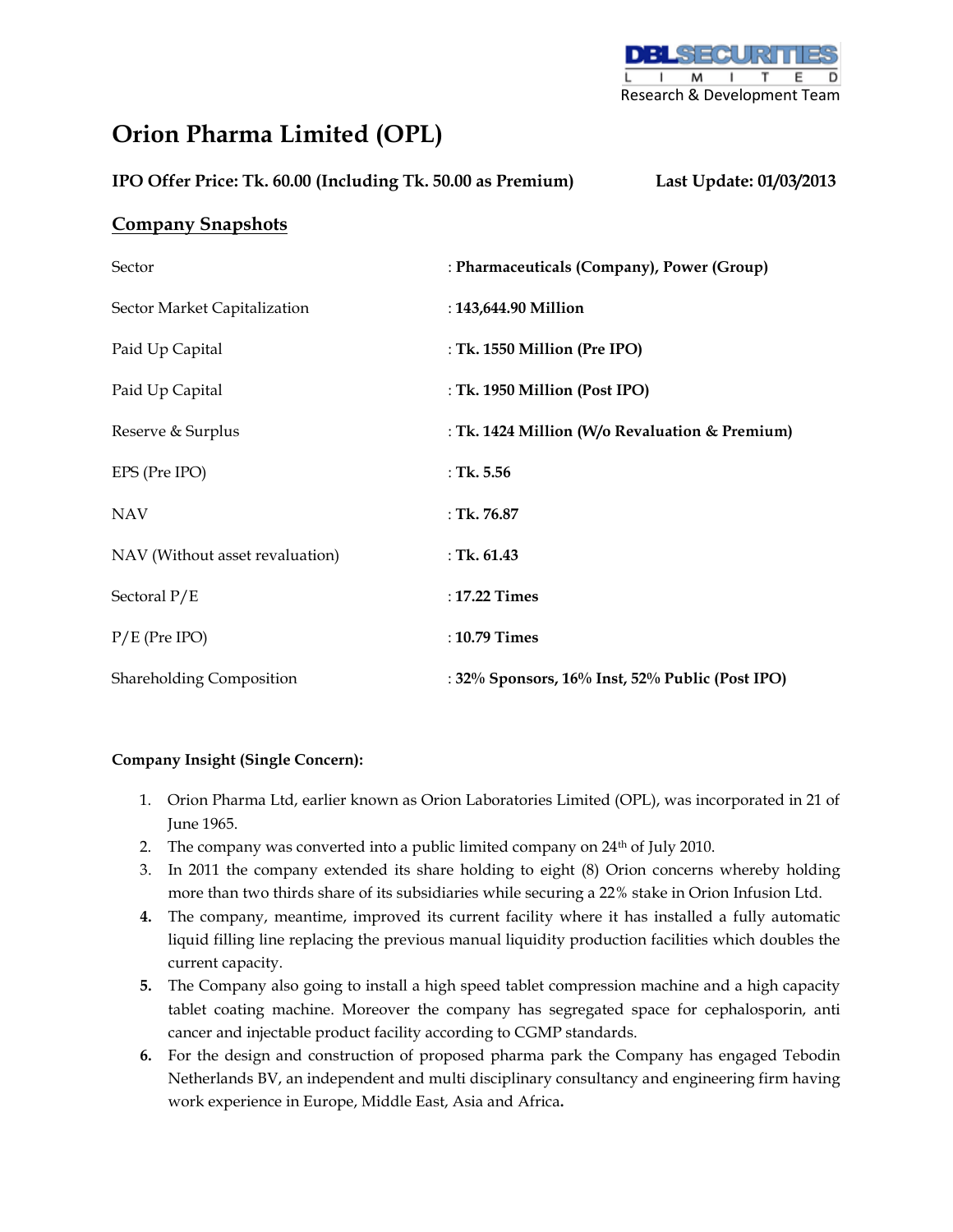DBL SECURITIES LIMITED
Research & Development Team

# Orion Pharma Limited (OPL)

**IPO Offer Price: Tk. 60.00 (Including Tk. 50.00 as Premium)** **Last Update: 01/03/2013**

## Company Snapshots

| | |
|---|---|
| Sector | : **Pharmaceuticals (Company), Power (Group)** |
| Sector Market Capitalization | : **143,644.90 Million** |
| Paid Up Capital | : **Tk. 1550 Million (Pre IPO)** |
| Paid Up Capital | : **Tk. 1950 Million (Post IPO)** |
| Reserve & Surplus | : **Tk. 1424 Million (W/o Revaluation & Premium)** |
| EPS (Pre IPO) | : **Tk. 5.56** |
| NAV | : **Tk. 76.87** |
| NAV (Without asset revaluation) | : **Tk. 61.43** |
| Sectoral P/E | : **17.22 Times** |
| P/E (Pre IPO) | : **10.79 Times** |
| Shareholding Composition | : **32% Sponsors, 16% Inst, 52% Public (Post IPO)** |

**Company Insight (Single Concern):**

1. Orion Pharma Ltd, earlier known as Orion Laboratories Limited (OPL), was incorporated in 21 of June 1965.
2. The company was converted into a public limited company on 24th of July 2010.
3. In 2011 the company extended its share holding to eight (8) Orion concerns whereby holding more than two thirds share of its subsidiaries while securing a 22% stake in Orion Infusion Ltd.
4. The company, meantime, improved its current facility where it has installed a fully automatic liquid filling line replacing the previous manual liquidity production facilities which doubles the current capacity.
5. The Company also going to install a high speed tablet compression machine and a high capacity tablet coating machine. Moreover the company has segregated space for cephalosporin, anti cancer and injectable product facility according to CGMP standards.
6. For the design and construction of proposed pharma park the Company has engaged Tebodin Netherlands BV, an independent and multi disciplinary consultancy and engineering firm having work experience in Europe, Middle East, Asia and Africa**.**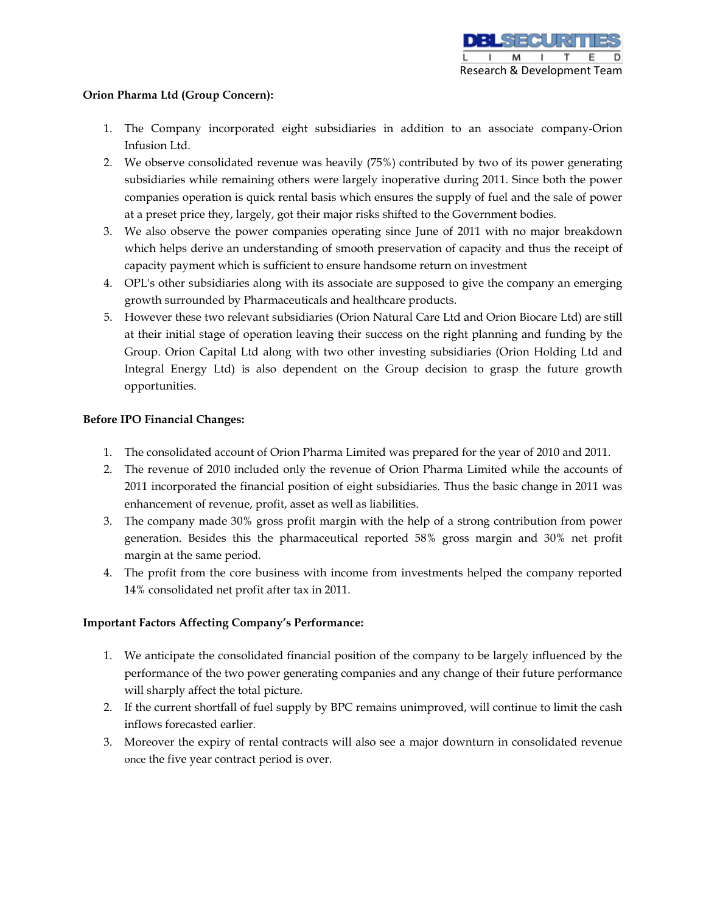**Orion Pharma Ltd (Group Concern):**

1. The Company incorporated eight subsidiaries in addition to an associate company-Orion Infusion Ltd.
2. We observe consolidated revenue was heavily (75%) contributed by two of its power generating subsidiaries while remaining others were largely inoperative during 2011. Since both the power companies operation is quick rental basis which ensures the supply of fuel and the sale of power at a preset price they, largely, got their major risks shifted to the Government bodies.
3. We also observe the power companies operating since June of 2011 with no major breakdown which helps derive an understanding of smooth preservation of capacity and thus the receipt of capacity payment which is sufficient to ensure handsome return on investment
4. OPL's other subsidiaries along with its associate are supposed to give the company an emerging growth surrounded by Pharmaceuticals and healthcare products.
5. However these two relevant subsidiaries (Orion Natural Care Ltd and Orion Biocare Ltd) are still at their initial stage of operation leaving their success on the right planning and funding by the Group. Orion Capital Ltd along with two other investing subsidiaries (Orion Holding Ltd and Integral Energy Ltd) is also dependent on the Group decision to grasp the future growth opportunities.

**Before IPO Financial Changes:**

1. The consolidated account of Orion Pharma Limited was prepared for the year of 2010 and 2011.
2. The revenue of 2010 included only the revenue of Orion Pharma Limited while the accounts of 2011 incorporated the financial position of eight subsidiaries. Thus the basic change in 2011 was enhancement of revenue, profit, asset as well as liabilities.
3. The company made 30% gross profit margin with the help of a strong contribution from power generation. Besides this the pharmaceutical reported 58% gross margin and 30% net profit margin at the same period.
4. The profit from the core business with income from investments helped the company reported 14% consolidated net profit after tax in 2011.

**Important Factors Affecting Company's Performance:**

1. We anticipate the consolidated financial position of the company to be largely influenced by the performance of the two power generating companies and any change of their future performance will sharply affect the total picture.
2. If the current shortfall of fuel supply by BPC remains unimproved, will continue to limit the cash inflows forecasted earlier.
3. Moreover the expiry of rental contracts will also see a major downturn in consolidated revenue once the five year contract period is over.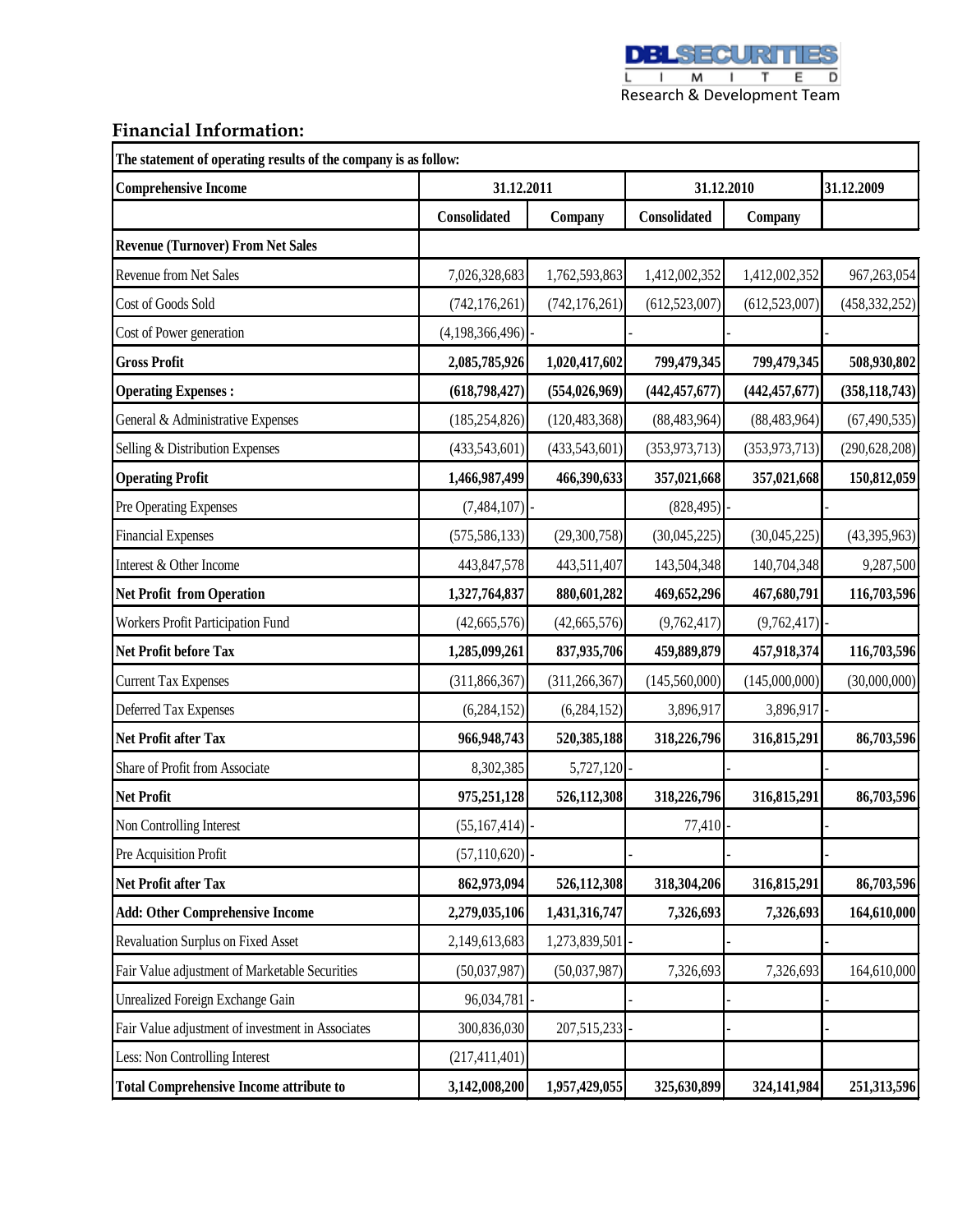## Financial Information:

| The statement of operating results of the company is as follow: | | | | | |
|---|---|---|---|---|---|
| **Comprehensive Income** | **31.12.2011** | | **31.12.2010** | | **31.12.2009** |
| | **Consolidated** | **Company** | **Consolidated** | **Company** | |
| **Revenue (Turnover) From Net Sales** | | | | | |
| Revenue from Net Sales | 7,026,328,683 | 1,762,593,863 | 1,412,002,352 | 1,412,002,352 | 967,263,054 |
| Cost of Goods Sold | (742,176,261) | (742,176,261) | (612,523,007) | (612,523,007) | (458,332,252) |
| Cost of Power generation | (4,198,366,496) | - | - | - | - |
| **Gross Profit** | **2,085,785,926** | **1,020,417,602** | **799,479,345** | **799,479,345** | **508,930,802** |
| **Operating Expenses :** | **(618,798,427)** | **(554,026,969)** | **(442,457,677)** | **(442,457,677)** | **(358,118,743)** |
| General & Administrative Expenses | (185,254,826) | (120,483,368) | (88,483,964) | (88,483,964) | (67,490,535) |
| Selling & Distribution Expenses | (433,543,601) | (433,543,601) | (353,973,713) | (353,973,713) | (290,628,208) |
| **Operating Profit** | **1,466,987,499** | **466,390,633** | **357,021,668** | **357,021,668** | **150,812,059** |
| Pre Operating Expenses | (7,484,107) | - | (828,495) | - | - |
| Financial Expenses | (575,586,133) | (29,300,758) | (30,045,225) | (30,045,225) | (43,395,963) |
| Interest & Other Income | 443,847,578 | 443,511,407 | 143,504,348 | 140,704,348 | 9,287,500 |
| **Net Profit from Operation** | **1,327,764,837** | **880,601,282** | **469,652,296** | **467,680,791** | **116,703,596** |
| Workers Profit Participation Fund | (42,665,576) | (42,665,576) | (9,762,417) | (9,762,417) | - |
| **Net Profit before Tax** | **1,285,099,261** | **837,935,706** | **459,889,879** | **457,918,374** | **116,703,596** |
| Current Tax Expenses | (311,866,367) | (311,266,367) | (145,560,000) | (145,000,000) | (30,000,000) |
| Deferred Tax Expenses | (6,284,152) | (6,284,152) | 3,896,917 | 3,896,917 | - |
| **Net Profit after Tax** | **966,948,743** | **520,385,188** | **318,226,796** | **316,815,291** | **86,703,596** |
| Share of Profit from Associate | 8,302,385 | 5,727,120 | - | - | - |
| **Net Profit** | **975,251,128** | **526,112,308** | **318,226,796** | **316,815,291** | **86,703,596** |
| Non Controlling Interest | (55,167,414) | - | 77,410 | - | - |
| Pre Acquisition Profit | (57,110,620) | - | - | - | - |
| **Net Profit after Tax** | **862,973,094** | **526,112,308** | **318,304,206** | **316,815,291** | **86,703,596** |
| **Add: Other Comprehensive Income** | **2,279,035,106** | **1,431,316,747** | **7,326,693** | **7,326,693** | **164,610,000** |
| Revaluation Surplus on Fixed Asset | 2,149,613,683 | 1,273,839,501 | - | - | - |
| Fair Value adjustment of Marketable Securities | (50,037,987) | (50,037,987) | 7,326,693 | 7,326,693 | 164,610,000 |
| Unrealized Foreign Exchange Gain | 96,034,781 | - | - | - | - |
| Fair Value adjustment of investment in Associates | 300,836,030 | 207,515,233 | - | - | - |
| Less: Non Controlling Interest | (217,411,401) | | | | |
| **Total Comprehensive Income attribute to** | **3,142,008,200** | **1,957,429,055** | **325,630,899** | **324,141,984** | **251,313,596** |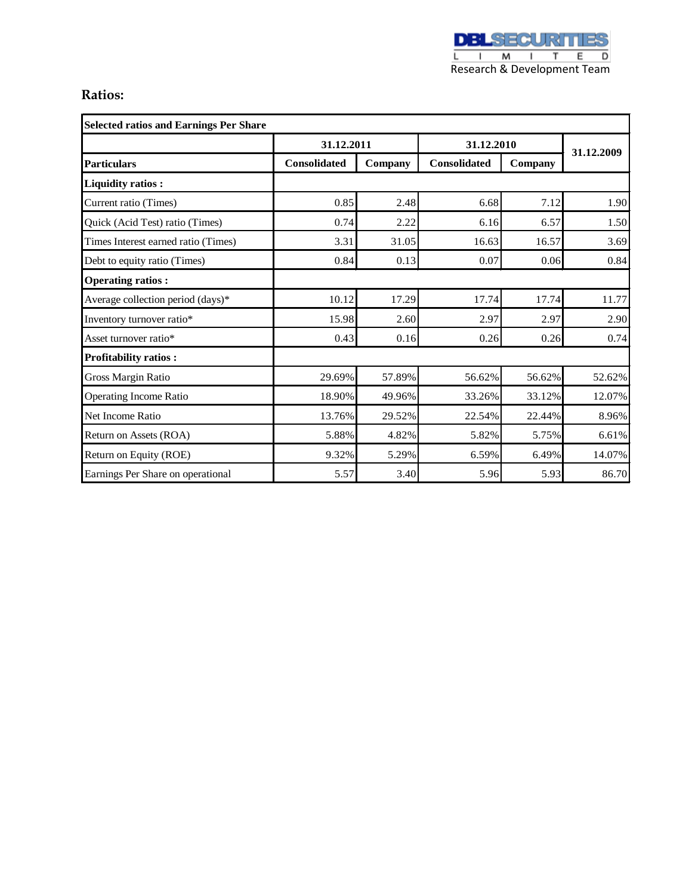## Ratios:

| Selected ratios and Earnings Per Share | | | | | |
|---|---|---|---|---|---|
| | 31.12.2011 | | 31.12.2010 | | 31.12.2009 |
| **Particulars** | **Consolidated** | **Company** | **Consolidated** | **Company** | |
| **Liquidity ratios :** | | | | | |
| Current ratio (Times) | 0.85 | 2.48 | 6.68 | 7.12 | 1.90 |
| Quick (Acid Test) ratio (Times) | 0.74 | 2.22 | 6.16 | 6.57 | 1.50 |
| Times Interest earned ratio (Times) | 3.31 | 31.05 | 16.63 | 16.57 | 3.69 |
| Debt to equity ratio (Times) | 0.84 | 0.13 | 0.07 | 0.06 | 0.84 |
| **Operating ratios :** | | | | | |
| Average collection period (days)* | 10.12 | 17.29 | 17.74 | 17.74 | 11.77 |
| Inventory turnover ratio* | 15.98 | 2.60 | 2.97 | 2.97 | 2.90 |
| Asset turnover ratio* | 0.43 | 0.16 | 0.26 | 0.26 | 0.74 |
| **Profitability ratios :** | | | | | |
| Gross Margin Ratio | 29.69% | 57.89% | 56.62% | 56.62% | 52.62% |
| Operating Income Ratio | 18.90% | 49.96% | 33.26% | 33.12% | 12.07% |
| Net Income Ratio | 13.76% | 29.52% | 22.54% | 22.44% | 8.96% |
| Return on Assets (ROA) | 5.88% | 4.82% | 5.82% | 5.75% | 6.61% |
| Return on Equity (ROE) | 9.32% | 5.29% | 6.59% | 6.49% | 14.07% |
| Earnings Per Share on operational | 5.57 | 3.40 | 5.96 | 5.93 | 86.70 |